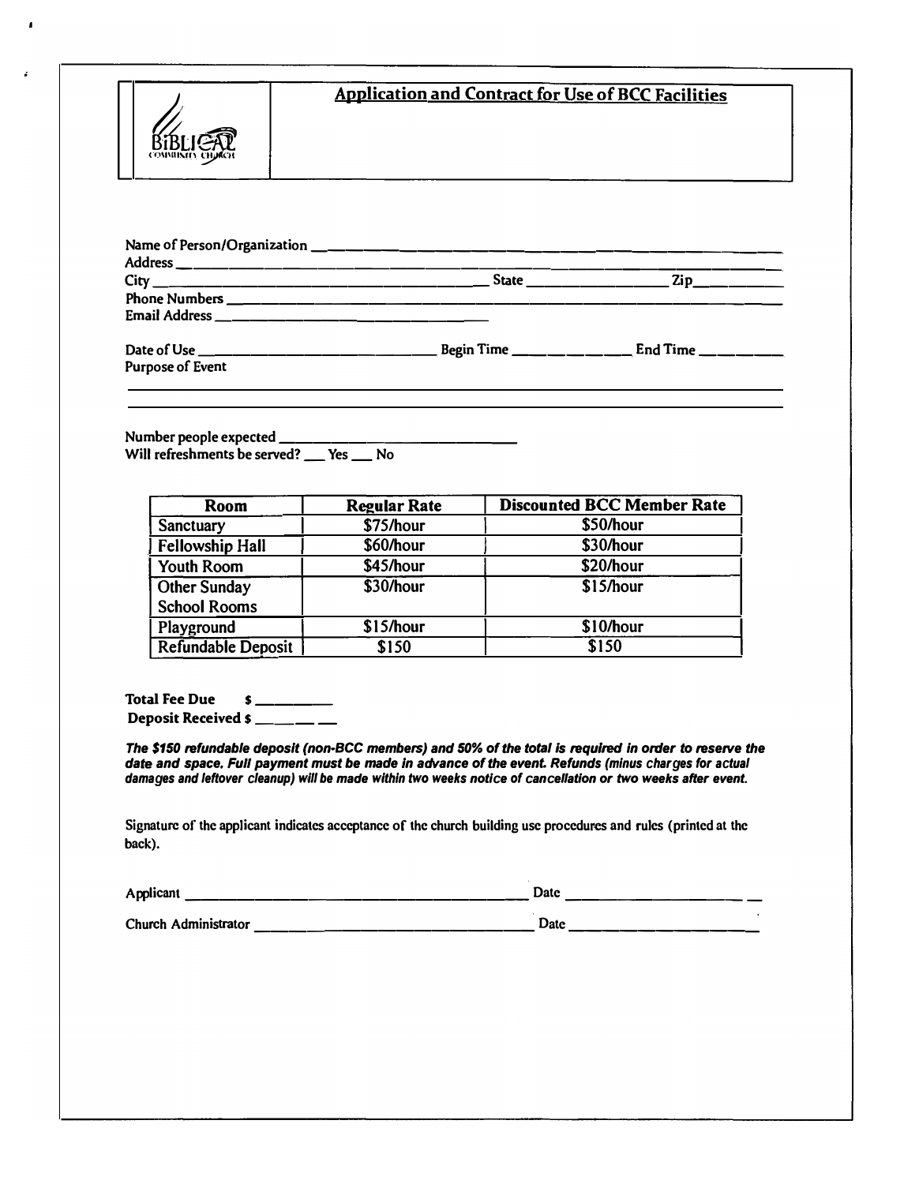## Application and Contract for Use of BCC Facilities

Name of Person/Organization \_\_\_\_\_\_\_\_\_\_\_\_\_\_\_\_\_\_\_\_\_\_\_\_\_\_\_\_\_\_\_\_\_\_\_\_\_\_\_\_\_\_\_\_\_\_

Address \_\_\_\_\_\_\_\_\_\_\_\_\_\_\_\_\_\_\_\_\_\_\_\_\_\_\_\_\_\_\_\_\_\_\_\_\_\_\_\_\_\_\_\_\_\_\_\_\_\_\_\_\_\_\_\_\_\_\_\_

City \_\_\_\_\_\_\_\_\_\_\_\_\_\_\_\_\_\_\_\_\_\_\_\_\_\_\_\_\_\_\_\_ State \_\_\_\_\_\_\_\_\_\_\_\_\_\_ Zip \_\_\_\_\_\_\_\_\_\_

Phone Numbers \_\_\_\_\_\_\_\_\_\_\_\_\_\_\_\_\_\_\_\_\_\_\_\_\_\_\_\_\_\_\_\_\_\_\_\_\_\_\_\_\_\_\_\_\_\_\_\_\_\_\_\_

Email Address \_\_\_\_\_\_\_\_\_\_\_\_\_\_\_\_\_\_\_\_\_\_\_\_\_\_\_\_\_\_

Date of Use \_\_\_\_\_\_\_\_\_\_\_\_\_\_\_\_\_\_\_\_\_\_\_\_ Begin Time \_\_\_\_\_\_\_\_\_\_\_\_ End Time \_\_\_\_\_\_\_\_\_\_

Purpose of Event

\_\_\_\_\_\_\_\_\_\_\_\_\_\_\_\_\_\_\_\_\_\_\_\_\_\_\_\_\_\_\_\_\_\_\_\_\_\_\_\_\_\_\_\_\_\_\_\_\_\_\_\_\_\_\_\_\_\_\_\_\_\_\_\_\_\_\_\_

\_\_\_\_\_\_\_\_\_\_\_\_\_\_\_\_\_\_\_\_\_\_\_\_\_\_\_\_\_\_\_\_\_\_\_\_\_\_\_\_\_\_\_\_\_\_\_\_\_\_\_\_\_\_\_\_\_\_\_\_\_\_\_\_\_\_\_\_

Number people expected \_\_\_\_\_\_\_\_\_\_\_\_\_\_\_\_\_\_\_\_\_\_\_\_

Will refreshments be served? \_\_\_ Yes \_\_\_ No

| Room | Regular Rate | Discounted BCC Member Rate |
| --- | --- | --- |
| Sanctuary | $75/hour | $50/hour |
| Fellowship Hall | $60/hour | $30/hour |
| Youth Room | $45/hour | $20/hour |
| Other Sunday School Rooms | $30/hour | $15/hour |
| Playground | $15/hour | $10/hour |
| Refundable Deposit | $150 | $150 |

**Total Fee Due** $ \_\_\_\_\_\_\_\_\_

**Deposit Received** $ \_\_\_\_\_\_\_\_\_

***The $150 refundable deposit (non-BCC members) and 50% of the total is required in order to reserve the date and space. Full payment must be made in advance of the event. Refunds (minus charges for actual damages and leftover cleanup) will be made within two weeks notice of cancellation or two weeks after event.***

Signature of the applicant indicates acceptance of the church building use procedures and rules (printed at the back).

Applicant \_\_\_\_\_\_\_\_\_\_\_\_\_\_\_\_\_\_\_\_\_\_\_\_\_\_\_\_\_\_\_\_\_\_\_\_\_\_ Date \_\_\_\_\_\_\_\_\_\_\_\_\_\_\_\_\_\_\_\_

Church Administrator \_\_\_\_\_\_\_\_\_\_\_\_\_\_\_\_\_\_\_\_\_\_\_\_\_\_\_\_\_\_\_\_ Date \_\_\_\_\_\_\_\_\_\_\_\_\_\_\_\_\_\_\_\_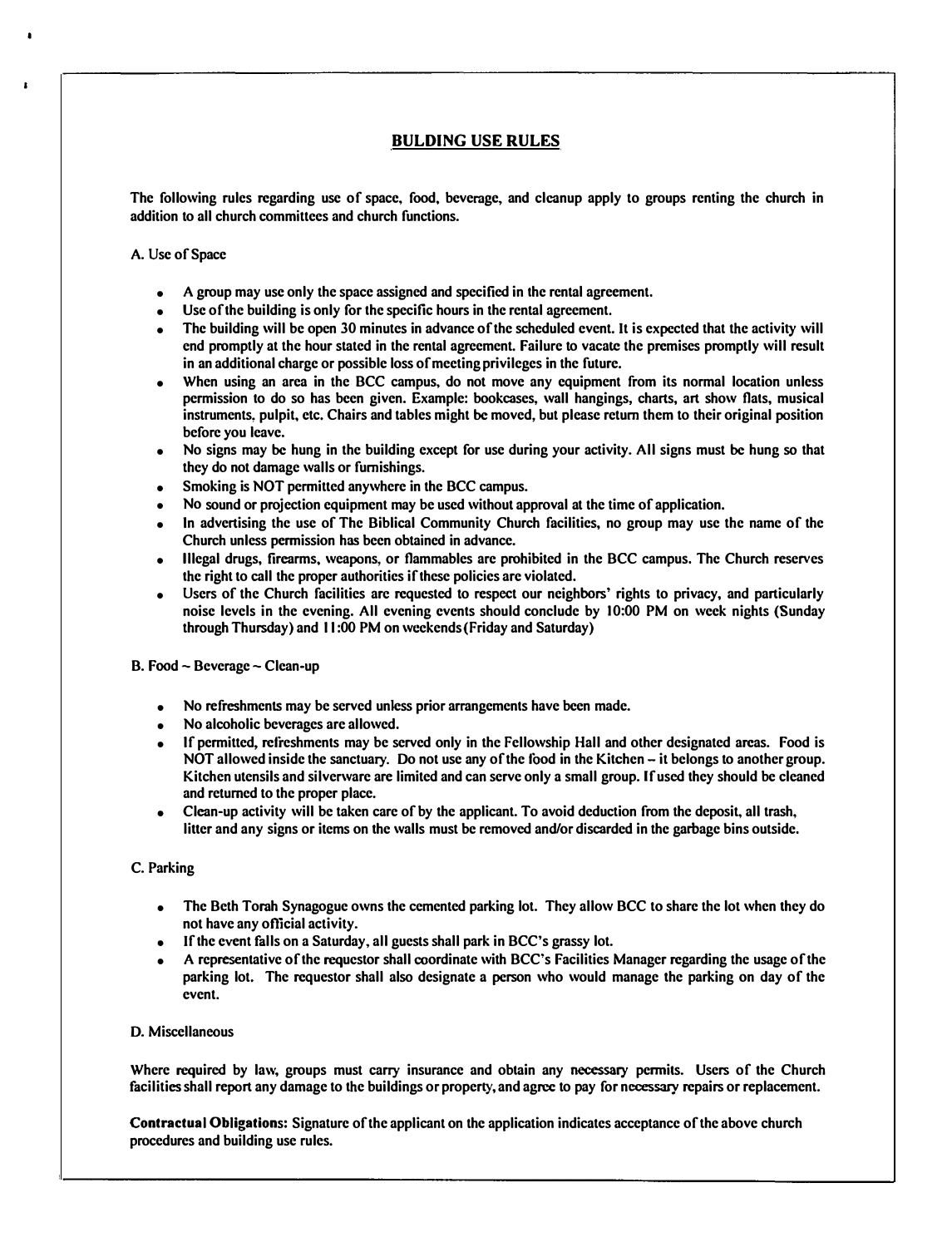# BULDING USE RULES

The following rules regarding use of space, food, beverage, and cleanup apply to groups renting the church in addition to all church committees and church functions.

A. Use of Space

- A group may use only the space assigned and specified in the rental agreement.
- Use of the building is only for the specific hours in the rental agreement.
- The building will be open 30 minutes in advance of the scheduled event. It is expected that the activity will end promptly at the hour stated in the rental agreement. Failure to vacate the premises promptly will result in an additional charge or possible loss of meeting privileges in the future.
- When using an area in the BCC campus, do not move any equipment from its normal location unless permission to do so has been given. Example: bookcases, wall hangings, charts, art show flats, musical instruments, pulpit, etc. Chairs and tables might be moved, but please return them to their original position before you leave.
- No signs may be hung in the building except for use during your activity. All signs must be hung so that they do not damage walls or furnishings.
- Smoking is NOT permitted anywhere in the BCC campus.
- No sound or projection equipment may be used without approval at the time of application.
- In advertising the use of The Biblical Community Church facilities, no group may use the name of the Church unless permission has been obtained in advance.
- Illegal drugs, firearms, weapons, or flammables are prohibited in the BCC campus. The Church reserves the right to call the proper authorities if these policies are violated.
- Users of the Church facilities are requested to respect our neighbors' rights to privacy, and particularly noise levels in the evening. All evening events should conclude by 10:00 PM on week nights (Sunday through Thursday) and 11:00 PM on weekends (Friday and Saturday)

B. Food ~ Beverage ~ Clean-up

- No refreshments may be served unless prior arrangements have been made.
- No alcoholic beverages are allowed.
- If permitted, refreshments may be served only in the Fellowship Hall and other designated areas. Food is NOT allowed inside the sanctuary. Do not use any of the food in the Kitchen – it belongs to another group. Kitchen utensils and silverware are limited and can serve only a small group. If used they should be cleaned and returned to the proper place.
- Clean-up activity will be taken care of by the applicant. To avoid deduction from the deposit, all trash, litter and any signs or items on the walls must be removed and/or discarded in the garbage bins outside.

C. Parking

- The Beth Torah Synagogue owns the cemented parking lot. They allow BCC to share the lot when they do not have any official activity.
- If the event falls on a Saturday, all guests shall park in BCC's grassy lot.
- A representative of the requestor shall coordinate with BCC's Facilities Manager regarding the usage of the parking lot. The requestor shall also designate a person who would manage the parking on day of the event.

D. Miscellaneous

Where required by law, groups must carry insurance and obtain any necessary permits. Users of the Church facilities shall report any damage to the buildings or property, and agree to pay for necessary repairs or replacement.

**Contractual Obligations:** Signature of the applicant on the application indicates acceptance of the above church procedures and building use rules.